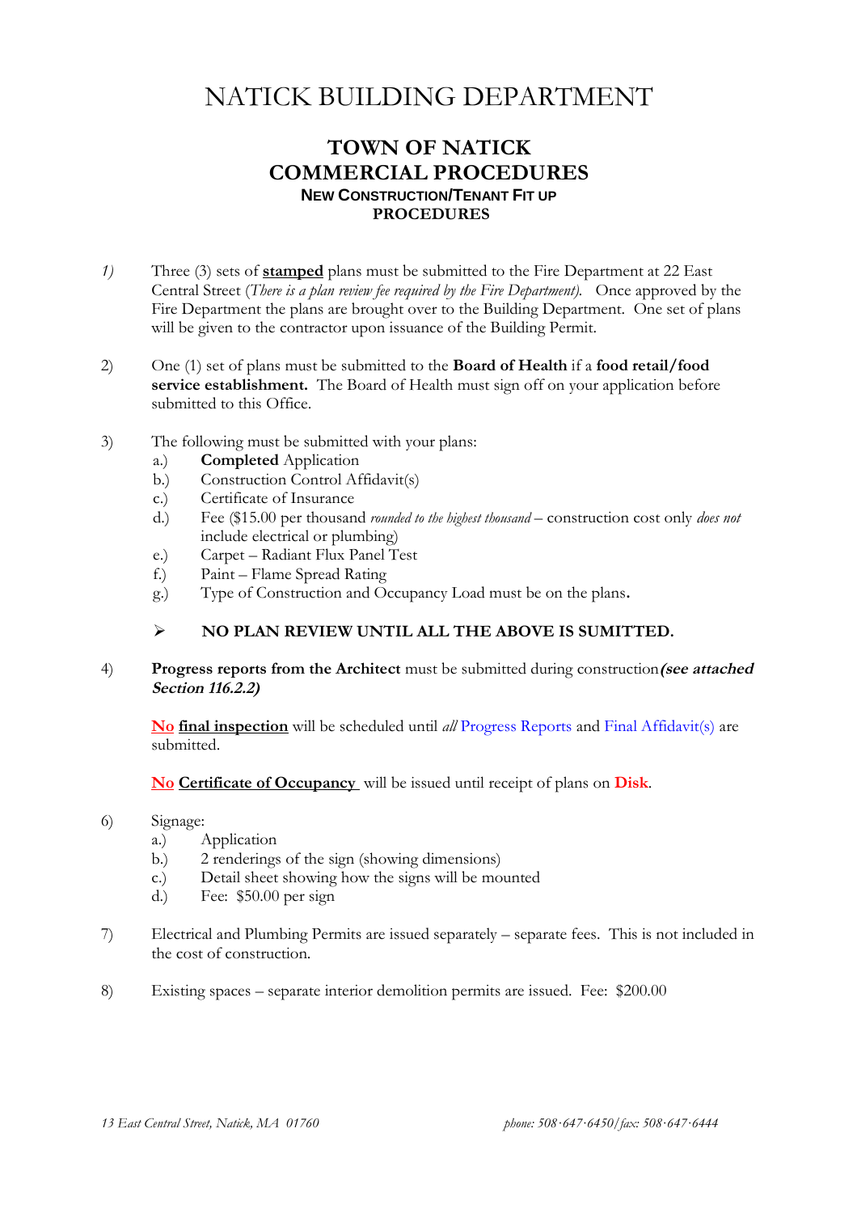# NATICK BUILDING DEPARTMENT

## TOWN OF NATICK
## COMMERCIAL PROCEDURES

### NEW CONSTRUCTION/TENANT FIT UP
### PROCEDURES

1) Three (3) sets of **stamped** plans must be submitted to the Fire Department at 22 East Central Street (*There is a plan review fee required by the Fire Department).* Once approved by the Fire Department the plans are brought over to the Building Department. One set of plans will be given to the contractor upon issuance of the Building Permit.

2) One (1) set of plans must be submitted to the **Board of Health** if a **food retail/food service establishment.** The Board of Health must sign off on your application before submitted to this Office.

3) The following must be submitted with your plans:
   - a.) **Completed** Application
   - b.) Construction Control Affidavit(s)
   - c.) Certificate of Insurance
   - d.) Fee ($15.00 per thousand *rounded to the highest thousand* – construction cost only *does not* include electrical or plumbing)
   - e.) Carpet – Radiant Flux Panel Test
   - f.) Paint – Flame Spread Rating
   - g.) Type of Construction and Occupancy Load must be on the plans**.**

   - **NO PLAN REVIEW UNTIL ALL THE ABOVE IS SUMITTED.**

4) **Progress reports from the Architect** must be submitted during construction ***(see attached Section 116.2.2)***

   **No final inspection** will be scheduled until *all* Progress Reports and Final Affidavit(s) are submitted.

   **No Certificate of Occupancy** will be issued until receipt of plans on **Disk**.

6) Signage:
   - a.) Application
   - b.) 2 renderings of the sign (showing dimensions)
   - c.) Detail sheet showing how the signs will be mounted
   - d.) Fee: $50.00 per sign

7) Electrical and Plumbing Permits are issued separately – separate fees. This is not included in the cost of construction.

8) Existing spaces – separate interior demolition permits are issued. Fee: $200.00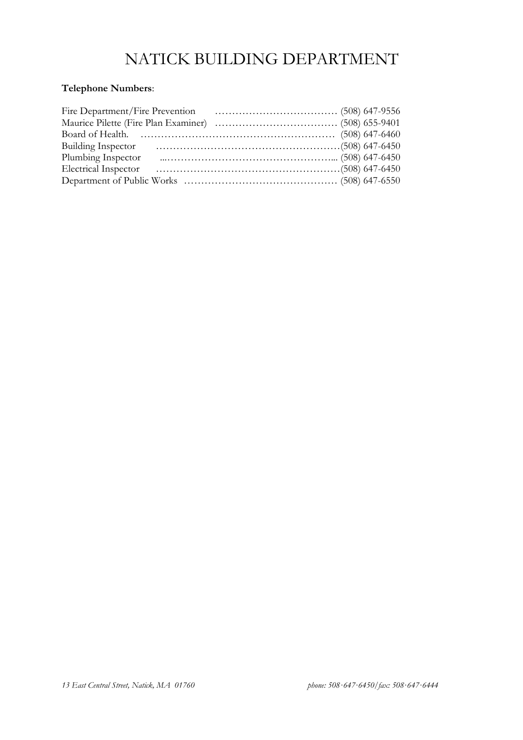# NATICK BUILDING DEPARTMENT

**Telephone Numbers**:

Fire Department/Fire Prevention ……………………………… (508) 647-9556
Maurice Pilette (Fire Plan Examiner) ……………………………… (508) 655-9401
Board of Health. ………………………………………………… (508) 647-6460
Building Inspector ……………………………………………… (508) 647-6450
Plumbing Inspector ...…………………………………………... (508) 647-6450
Electrical Inspector ……………………………………………… (508) 647-6450
Department of Public Works ……………………………………… (508) 647-6550

*13 East Central Street, Natick, MA 01760* *phone: 508·647·6450/fax: 508·647·6444*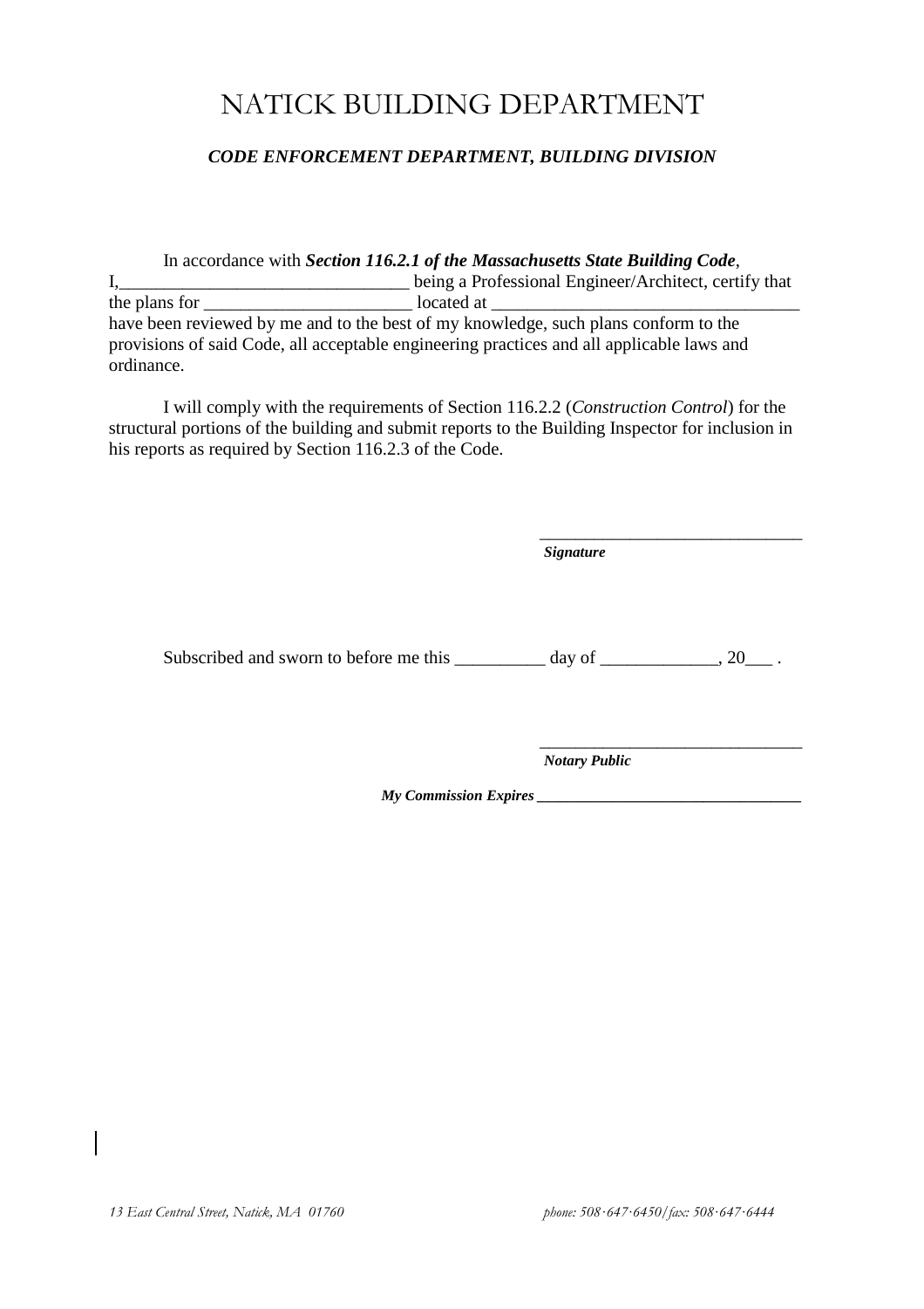# NATICK BUILDING DEPARTMENT

***CODE ENFORCEMENT DEPARTMENT, BUILDING DIVISION***

In accordance with ***Section 116.2.1 of the Massachusetts State Building Code***, I,_______________________________ being a Professional Engineer/Architect, certify that the plans for _______________________ located at _________________________________ have been reviewed by me and to the best of my knowledge, such plans conform to the provisions of said Code, all acceptable engineering practices and all applicable laws and ordinance.

I will comply with the requirements of Section 116.2.2 (*Construction Control*) for the structural portions of the building and submit reports to the Building Inspector for inclusion in his reports as required by Section 116.2.3 of the Code.

_______________________________
***Signature***

Subscribed and sworn to before me this __________ day of _____________, 20___ .

_______________________________
***Notary Public***

***My Commission Expires*** _______________________________

*13 East Central Street, Natick, MA 01760* *phone: 508·647·6450/fax: 508·647·6444*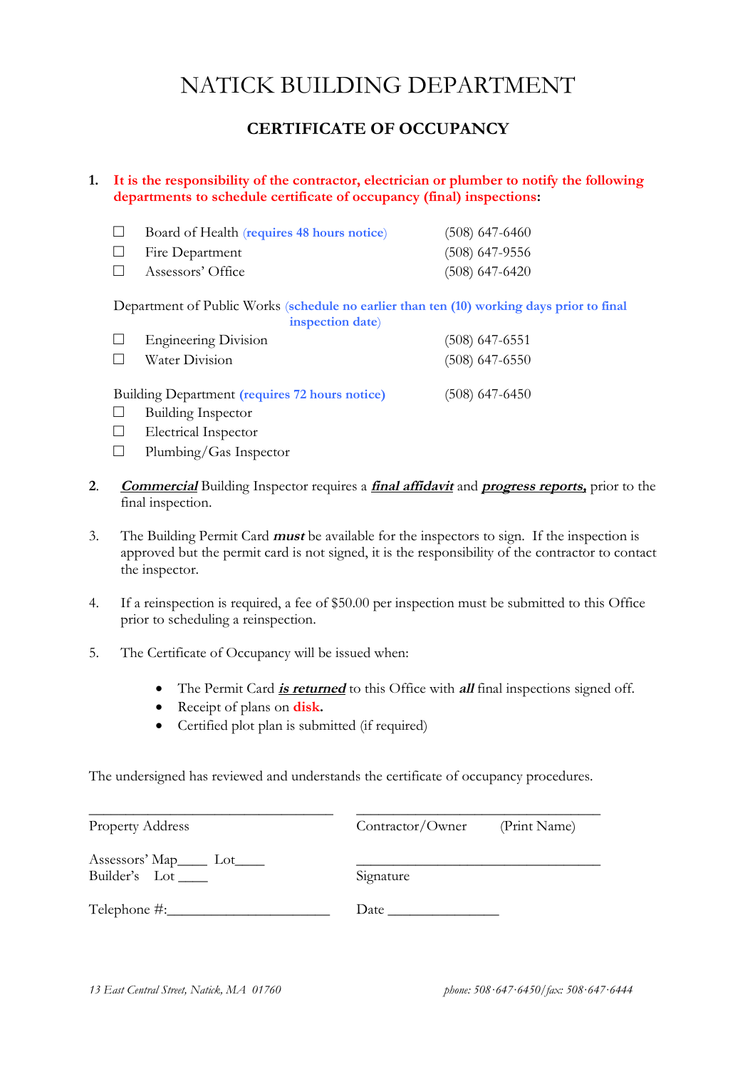# NATICK BUILDING DEPARTMENT

## CERTIFICATE OF OCCUPANCY

1. **It is the responsibility of the contractor, electrician or plumber to notify the following departments to schedule certificate of occupancy (final) inspections:**

   - ☐ Board of Health (**requires 48 hours notice**) (508) 647-6460
   - ☐ Fire Department (508) 647-9556
   - ☐ Assessors' Office (508) 647-6420

   Department of Public Works (**schedule no earlier than ten (10) working days prior to final inspection date**)

   - ☐ Engineering Division (508) 647-6551
   - ☐ Water Division (508) 647-6550

   Building Department (**requires 72 hours notice**) (508) 647-6450

   - ☐ Building Inspector
   - ☐ Electrical Inspector
   - ☐ Plumbing/Gas Inspector

2. ***Commercial*** Building Inspector requires a ***final affidavit*** and ***progress reports,*** prior to the final inspection.

3. The Building Permit Card ***must*** be available for the inspectors to sign. If the inspection is approved but the permit card is not signed, it is the responsibility of the contractor to contact the inspector.

4. If a reinspection is required, a fee of $50.00 per inspection must be submitted to this Office prior to scheduling a reinspection.

5. The Certificate of Occupancy will be issued when:

   - The Permit Card ***is returned*** to this Office with ***all*** final inspections signed off.
   - Receipt of plans on **disk.**
   - Certified plot plan is submitted (if required)

The undersigned has reviewed and understands the certificate of occupancy procedures.

___________________________________ ___________________________________

Property Address Contractor/Owner (Print Name)

Assessors' Map____ Lot____

Builder's Lot ____

___________________________________

Signature

Telephone #:______________________ Date _______________

*13 East Central Street, Natick, MA 01760* *phone: 508·647·6450/fax: 508·647·6444*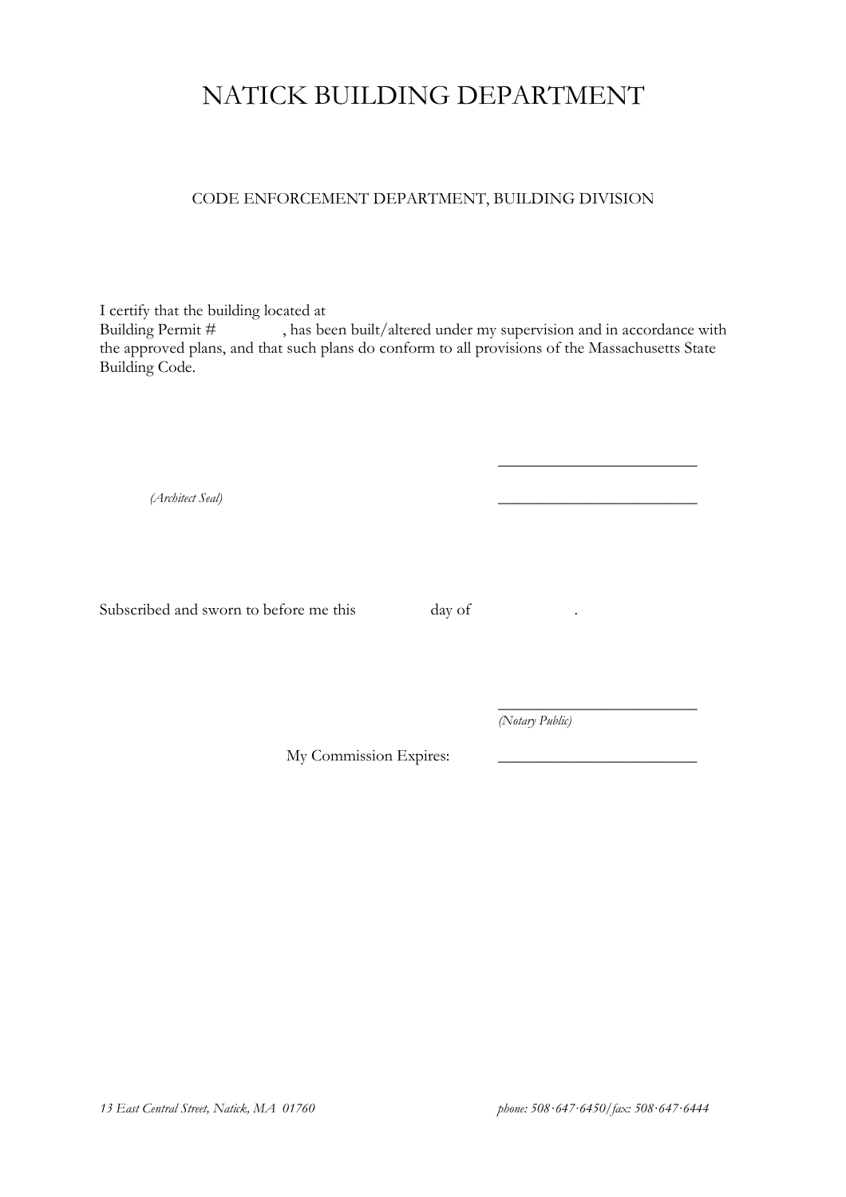# NATICK BUILDING DEPARTMENT

CODE ENFORCEMENT DEPARTMENT, BUILDING DIVISION

I certify that the building located at
Building Permit # , has been built/altered under my supervision and in accordance with the approved plans, and that such plans do conform to all provisions of the Massachusetts State Building Code.

_________________________

*(Architect Seal)* _________________________

Subscribed and sworn to before me this day of .

_________________________
*(Notary Public)*

My Commission Expires: _________________________

*13 East Central Street, Natick, MA 01760* *phone: 508·647·6450/fax: 508·647·6444*